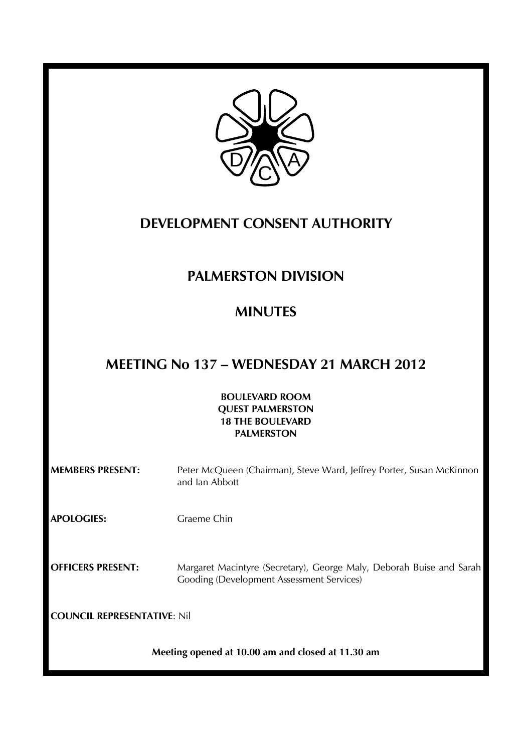# DEVELOPMENT CONSENT AUTHORITY

## PALMERSTON DIVISION

## MINUTES

## MEETING No 137 – WEDNESDAY 21 MARCH 2012

**BOULEVARD ROOM**
**QUEST PALMERSTON**
**18 THE BOULEVARD**
**PALMERSTON**

**MEMBERS PRESENT:** Peter McQueen (Chairman), Steve Ward, Jeffrey Porter, Susan McKinnon and Ian Abbott

**APOLOGIES:** Graeme Chin

**OFFICERS PRESENT:** Margaret Macintyre (Secretary), George Maly, Deborah Buise and Sarah Gooding (Development Assessment Services)

**COUNCIL REPRESENTATIVE**: Nil

**Meeting opened at 10.00 am and closed at 11.30 am**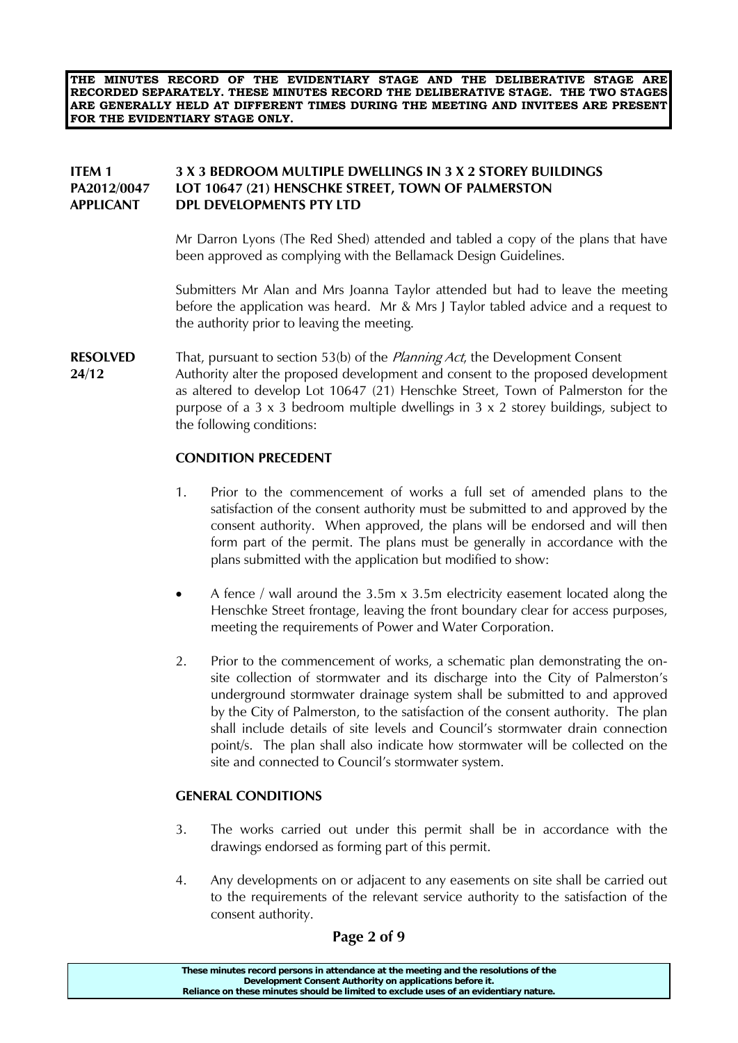**THE MINUTES RECORD OF THE EVIDENTIARY STAGE AND THE DELIBERATIVE STAGE ARE RECORDED SEPARATELY. THESE MINUTES RECORD THE DELIBERATIVE STAGE. THE TWO STAGES ARE GENERALLY HELD AT DIFFERENT TIMES DURING THE MEETING AND INVITEES ARE PRESENT FOR THE EVIDENTIARY STAGE ONLY.**

**ITEM 1** **3 X 3 BEDROOM MULTIPLE DWELLINGS IN 3 X 2 STOREY BUILDINGS**
**PA2012/0047** **LOT 10647 (21) HENSCHKE STREET, TOWN OF PALMERSTON**
**APPLICANT** **DPL DEVELOPMENTS PTY LTD**

Mr Darron Lyons (The Red Shed) attended and tabled a copy of the plans that have been approved as complying with the Bellamack Design Guidelines.

Submitters Mr Alan and Mrs Joanna Taylor attended but had to leave the meeting before the application was heard. Mr & Mrs J Taylor tabled advice and a request to the authority prior to leaving the meeting.

**RESOLVED 24/12** That, pursuant to section 53(b) of the *Planning Act*, the Development Consent Authority alter the proposed development and consent to the proposed development as altered to develop Lot 10647 (21) Henschke Street, Town of Palmerston for the purpose of a 3 x 3 bedroom multiple dwellings in 3 x 2 storey buildings, subject to the following conditions:

**CONDITION PRECEDENT**

1. Prior to the commencement of works a full set of amended plans to the satisfaction of the consent authority must be submitted to and approved by the consent authority. When approved, the plans will be endorsed and will then form part of the permit. The plans must be generally in accordance with the plans submitted with the application but modified to show:

- A fence / wall around the 3.5m x 3.5m electricity easement located along the Henschke Street frontage, leaving the front boundary clear for access purposes, meeting the requirements of Power and Water Corporation.

2. Prior to the commencement of works, a schematic plan demonstrating the on-site collection of stormwater and its discharge into the City of Palmerston's underground stormwater drainage system shall be submitted to and approved by the City of Palmerston, to the satisfaction of the consent authority. The plan shall include details of site levels and Council's stormwater drain connection point/s. The plan shall also indicate how stormwater will be collected on the site and connected to Council's stormwater system.

**GENERAL CONDITIONS**

3. The works carried out under this permit shall be in accordance with the drawings endorsed as forming part of this permit.

4. Any developments on or adjacent to any easements on site shall be carried out to the requirements of the relevant service authority to the satisfaction of the consent authority.

**These minutes record persons in attendance at the meeting and the resolutions of the Development Consent Authority on applications before it. Reliance on these minutes should be limited to exclude uses of an evidentiary nature.**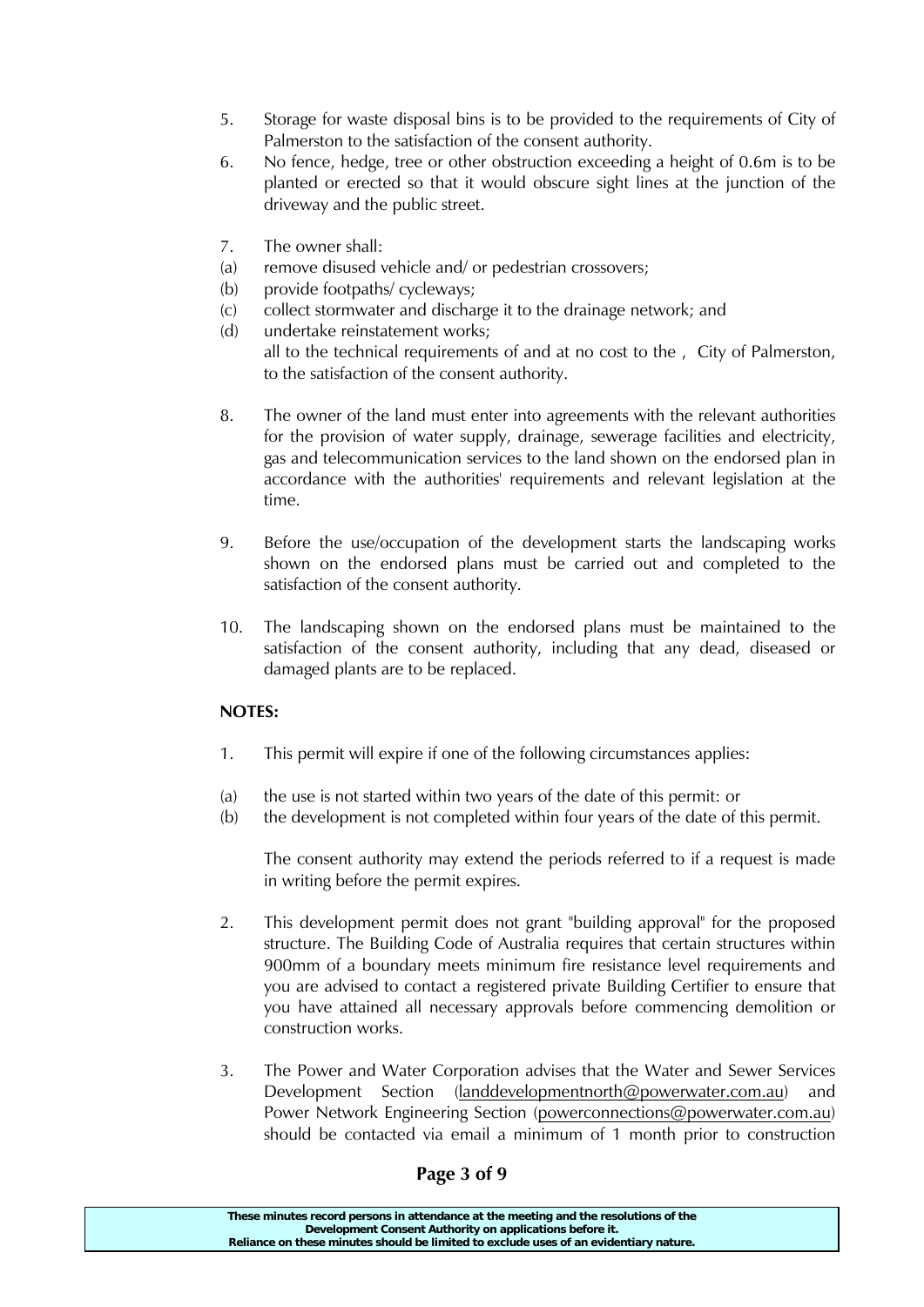5. Storage for waste disposal bins is to be provided to the requirements of City of Palmerston to the satisfaction of the consent authority.

6. No fence, hedge, tree or other obstruction exceeding a height of 0.6m is to be planted or erected so that it would obscure sight lines at the junction of the driveway and the public street.

7. The owner shall:

(a) remove disused vehicle and/ or pedestrian crossovers;

(b) provide footpaths/ cycleways;

(c) collect stormwater and discharge it to the drainage network; and

(d) undertake reinstatement works;

all to the technical requirements of and at no cost to the , City of Palmerston, to the satisfaction of the consent authority.

8. The owner of the land must enter into agreements with the relevant authorities for the provision of water supply, drainage, sewerage facilities and electricity, gas and telecommunication services to the land shown on the endorsed plan in accordance with the authorities' requirements and relevant legislation at the time.

9. Before the use/occupation of the development starts the landscaping works shown on the endorsed plans must be carried out and completed to the satisfaction of the consent authority.

10. The landscaping shown on the endorsed plans must be maintained to the satisfaction of the consent authority, including that any dead, diseased or damaged plants are to be replaced.

**NOTES:**

1. This permit will expire if one of the following circumstances applies:

(a) the use is not started within two years of the date of this permit: or

(b) the development is not completed within four years of the date of this permit.

The consent authority may extend the periods referred to if a request is made in writing before the permit expires.

2. This development permit does not grant "building approval" for the proposed structure. The Building Code of Australia requires that certain structures within 900mm of a boundary meets minimum fire resistance level requirements and you are advised to contact a registered private Building Certifier to ensure that you have attained all necessary approvals before commencing demolition or construction works.

3. The Power and Water Corporation advises that the Water and Sewer Services Development Section (landdevelopmentnorth@powerwater.com.au) and Power Network Engineering Section (powerconnections@powerwater.com.au) should be contacted via email a minimum of 1 month prior to construction

These minutes record persons in attendance at the meeting and the resolutions of the Development Consent Authority on applications before it.
Reliance on these minutes should be limited to exclude uses of an evidentiary nature.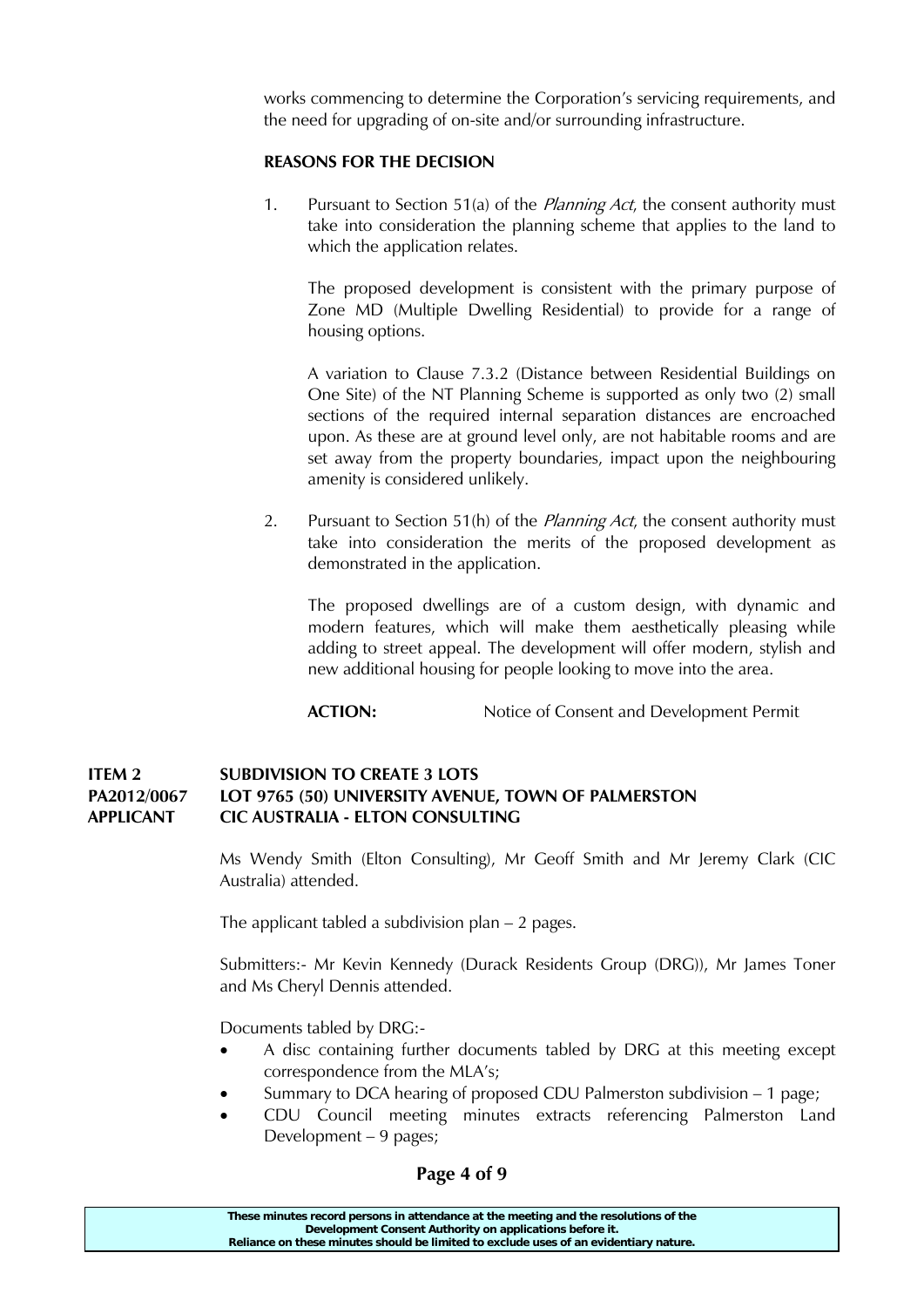works commencing to determine the Corporation's servicing requirements, and the need for upgrading of on-site and/or surrounding infrastructure.

**REASONS FOR THE DECISION**

1. Pursuant to Section 51(a) of the *Planning Act*, the consent authority must take into consideration the planning scheme that applies to the land to which the application relates.

   The proposed development is consistent with the primary purpose of Zone MD (Multiple Dwelling Residential) to provide for a range of housing options.

   A variation to Clause 7.3.2 (Distance between Residential Buildings on One Site) of the NT Planning Scheme is supported as only two (2) small sections of the required internal separation distances are encroached upon. As these are at ground level only, are not habitable rooms and are set away from the property boundaries, impact upon the neighbouring amenity is considered unlikely.

2. Pursuant to Section 51(h) of the *Planning Act*, the consent authority must take into consideration the merits of the proposed development as demonstrated in the application.

   The proposed dwellings are of a custom design, with dynamic and modern features, which will make them aesthetically pleasing while adding to street appeal. The development will offer modern, stylish and new additional housing for people looking to move into the area.

   **ACTION:** Notice of Consent and Development Permit

**ITEM 2 SUBDIVISION TO CREATE 3 LOTS**
**PA2012/0067 LOT 9765 (50) UNIVERSITY AVENUE, TOWN OF PALMERSTON**
**APPLICANT CIC AUSTRALIA - ELTON CONSULTING**

Ms Wendy Smith (Elton Consulting), Mr Geoff Smith and Mr Jeremy Clark (CIC Australia) attended.

The applicant tabled a subdivision plan – 2 pages.

Submitters:- Mr Kevin Kennedy (Durack Residents Group (DRG)), Mr James Toner and Ms Cheryl Dennis attended.

Documents tabled by DRG:-

- A disc containing further documents tabled by DRG at this meeting except correspondence from the MLA's;
- Summary to DCA hearing of proposed CDU Palmerston subdivision – 1 page;
- CDU Council meeting minutes extracts referencing Palmerston Land Development – 9 pages;

These minutes record persons in attendance at the meeting and the resolutions of the Development Consent Authority on applications before it.
Reliance on these minutes should be limited to exclude uses of an evidentiary nature.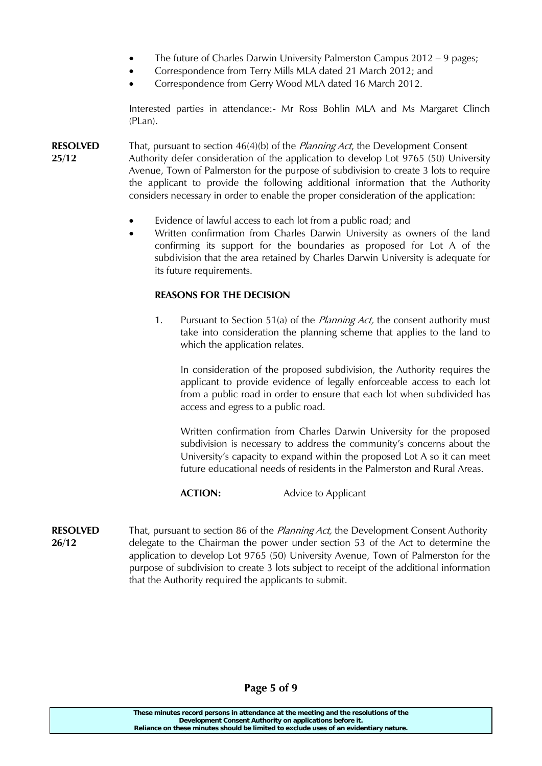- The future of Charles Darwin University Palmerston Campus 2012 – 9 pages;
- Correspondence from Terry Mills MLA dated 21 March 2012; and
- Correspondence from Gerry Wood MLA dated 16 March 2012.

Interested parties in attendance:- Mr Ross Bohlin MLA and Ms Margaret Clinch (PLan).

**RESOLVED 25/12**

That, pursuant to section 46(4)(b) of the *Planning Act*, the Development Consent Authority defer consideration of the application to develop Lot 9765 (50) University Avenue, Town of Palmerston for the purpose of subdivision to create 3 lots to require the applicant to provide the following additional information that the Authority considers necessary in order to enable the proper consideration of the application:

- Evidence of lawful access to each lot from a public road; and
- Written confirmation from Charles Darwin University as owners of the land confirming its support for the boundaries as proposed for Lot A of the subdivision that the area retained by Charles Darwin University is adequate for its future requirements.

**REASONS FOR THE DECISION**

1. Pursuant to Section 51(a) of the *Planning Act,* the consent authority must take into consideration the planning scheme that applies to the land to which the application relates.

   In consideration of the proposed subdivision, the Authority requires the applicant to provide evidence of legally enforceable access to each lot from a public road in order to ensure that each lot when subdivided has access and egress to a public road.

   Written confirmation from Charles Darwin University for the proposed subdivision is necessary to address the community's concerns about the University's capacity to expand within the proposed Lot A so it can meet future educational needs of residents in the Palmerston and Rural Areas.

**ACTION:** Advice to Applicant

**RESOLVED 26/12**

That, pursuant to section 86 of the *Planning Act,* the Development Consent Authority delegate to the Chairman the power under section 53 of the Act to determine the application to develop Lot 9765 (50) University Avenue, Town of Palmerston for the purpose of subdivision to create 3 lots subject to receipt of the additional information that the Authority required the applicants to submit.

These minutes record persons in attendance at the meeting and the resolutions of the Development Consent Authority on applications before it.
Reliance on these minutes should be limited to exclude uses of an evidentiary nature.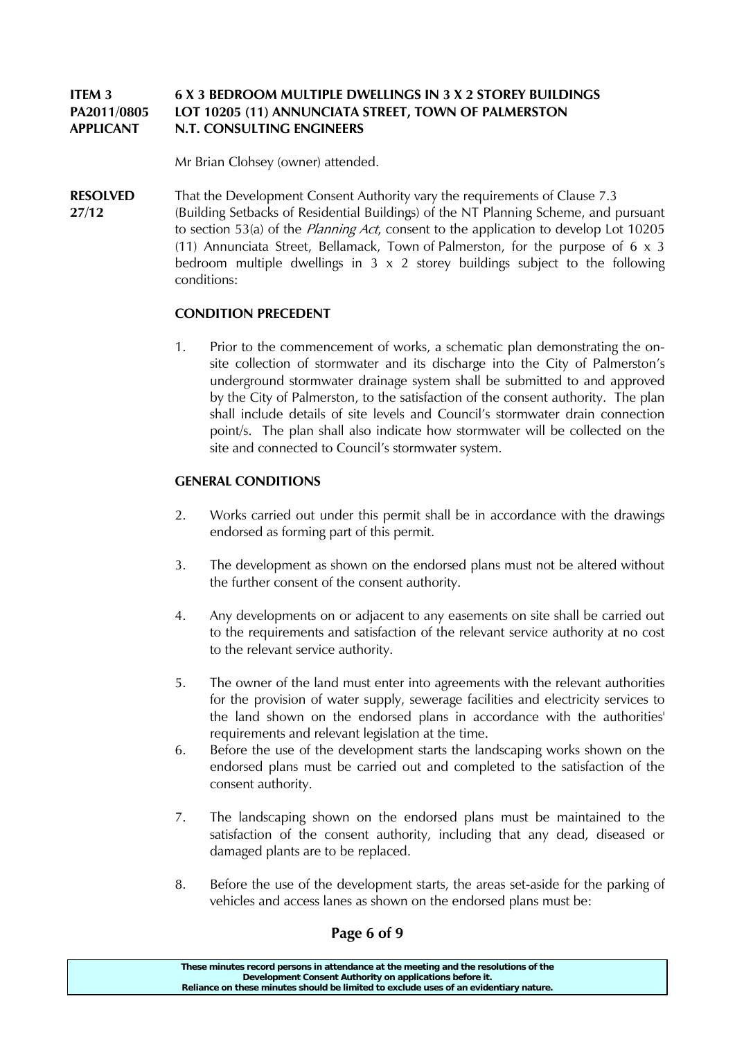**ITEM 3** **6 X 3 BEDROOM MULTIPLE DWELLINGS IN 3 X 2 STOREY BUILDINGS**
**PA2011/0805** **LOT 10205 (11) ANNUNCIATA STREET, TOWN OF PALMERSTON**
**APPLICANT** **N.T. CONSULTING ENGINEERS**

Mr Brian Clohsey (owner) attended.

**RESOLVED 27/12**

That the Development Consent Authority vary the requirements of Clause 7.3 (Building Setbacks of Residential Buildings) of the NT Planning Scheme, and pursuant to section 53(a) of the *Planning Act*, consent to the application to develop Lot 10205 (11) Annunciata Street, Bellamack, Town of Palmerston, for the purpose of 6 x 3 bedroom multiple dwellings in 3 x 2 storey buildings subject to the following conditions:

**CONDITION PRECEDENT**

1. Prior to the commencement of works, a schematic plan demonstrating the on-site collection of stormwater and its discharge into the City of Palmerston's underground stormwater drainage system shall be submitted to and approved by the City of Palmerston, to the satisfaction of the consent authority. The plan shall include details of site levels and Council's stormwater drain connection point/s. The plan shall also indicate how stormwater will be collected on the site and connected to Council's stormwater system.

**GENERAL CONDITIONS**

2. Works carried out under this permit shall be in accordance with the drawings endorsed as forming part of this permit.

3. The development as shown on the endorsed plans must not be altered without the further consent of the consent authority.

4. Any developments on or adjacent to any easements on site shall be carried out to the requirements and satisfaction of the relevant service authority at no cost to the relevant service authority.

5. The owner of the land must enter into agreements with the relevant authorities for the provision of water supply, sewerage facilities and electricity services to the land shown on the endorsed plans in accordance with the authorities' requirements and relevant legislation at the time.

6. Before the use of the development starts the landscaping works shown on the endorsed plans must be carried out and completed to the satisfaction of the consent authority.

7. The landscaping shown on the endorsed plans must be maintained to the satisfaction of the consent authority, including that any dead, diseased or damaged plants are to be replaced.

8. Before the use of the development starts, the areas set-aside for the parking of vehicles and access lanes as shown on the endorsed plans must be:

These minutes record persons in attendance at the meeting and the resolutions of the Development Consent Authority on applications before it.
Reliance on these minutes should be limited to exclude uses of an evidentiary nature.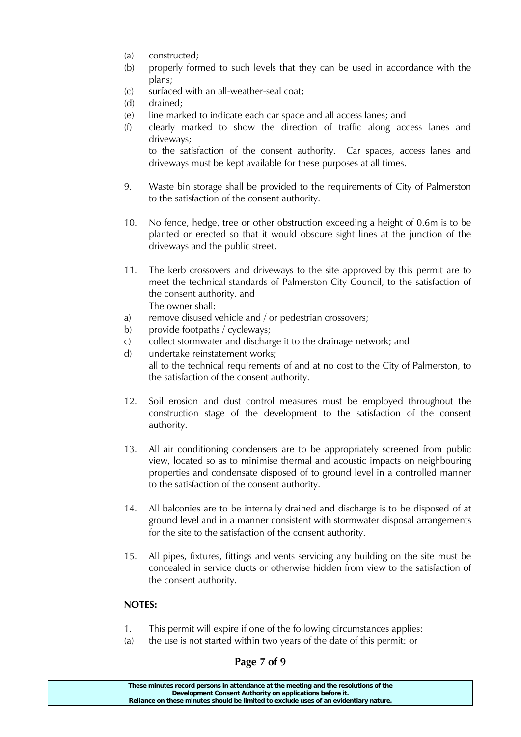(a) constructed;
(b) properly formed to such levels that they can be used in accordance with the plans;
(c) surfaced with an all-weather-seal coat;
(d) drained;
(e) line marked to indicate each car space and all access lanes; and
(f) clearly marked to show the direction of traffic along access lanes and driveways;

to the satisfaction of the consent authority. Car spaces, access lanes and driveways must be kept available for these purposes at all times.

9. Waste bin storage shall be provided to the requirements of City of Palmerston to the satisfaction of the consent authority.

10. No fence, hedge, tree or other obstruction exceeding a height of 0.6m is to be planted or erected so that it would obscure sight lines at the junction of the driveways and the public street.

11. The kerb crossovers and driveways to the site approved by this permit are to meet the technical standards of Palmerston City Council, to the satisfaction of the consent authority. and
The owner shall:

a) remove disused vehicle and / or pedestrian crossovers;
b) provide footpaths / cycleways;
c) collect stormwater and discharge it to the drainage network; and
d) undertake reinstatement works;

all to the technical requirements of and at no cost to the City of Palmerston, to the satisfaction of the consent authority.

12. Soil erosion and dust control measures must be employed throughout the construction stage of the development to the satisfaction of the consent authority.

13. All air conditioning condensers are to be appropriately screened from public view, located so as to minimise thermal and acoustic impacts on neighbouring properties and condensate disposed of to ground level in a controlled manner to the satisfaction of the consent authority.

14. All balconies are to be internally drained and discharge is to be disposed of at ground level and in a manner consistent with stormwater disposal arrangements for the site to the satisfaction of the consent authority.

15. All pipes, fixtures, fittings and vents servicing any building on the site must be concealed in service ducts or otherwise hidden from view to the satisfaction of the consent authority.

**NOTES:**

1. This permit will expire if one of the following circumstances applies:
(a) the use is not started within two years of the date of this permit: or

**These minutes record persons in attendance at the meeting and the resolutions of the Development Consent Authority on applications before it. Reliance on these minutes should be limited to exclude uses of an evidentiary nature.**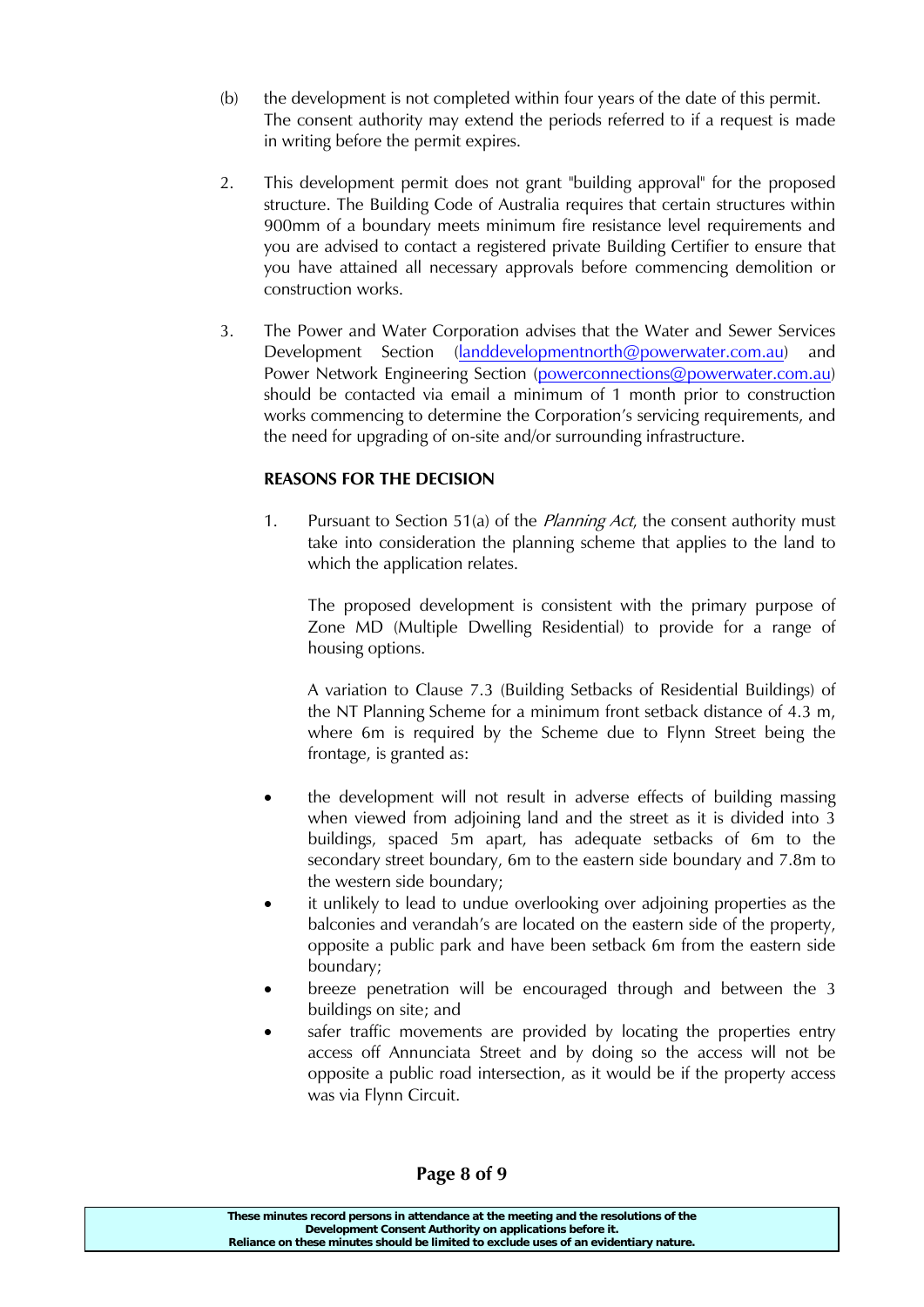(b) the development is not completed within four years of the date of this permit. The consent authority may extend the periods referred to if a request is made in writing before the permit expires.

2. This development permit does not grant "building approval" for the proposed structure. The Building Code of Australia requires that certain structures within 900mm of a boundary meets minimum fire resistance level requirements and you are advised to contact a registered private Building Certifier to ensure that you have attained all necessary approvals before commencing demolition or construction works.

3. The Power and Water Corporation advises that the Water and Sewer Services Development Section (landdevelopmentnorth@powerwater.com.au) and Power Network Engineering Section (powerconnections@powerwater.com.au) should be contacted via email a minimum of 1 month prior to construction works commencing to determine the Corporation's servicing requirements, and the need for upgrading of on-site and/or surrounding infrastructure.

**REASONS FOR THE DECISION**

1. Pursuant to Section 51(a) of the *Planning Act*, the consent authority must take into consideration the planning scheme that applies to the land to which the application relates.

   The proposed development is consistent with the primary purpose of Zone MD (Multiple Dwelling Residential) to provide for a range of housing options.

   A variation to Clause 7.3 (Building Setbacks of Residential Buildings) of the NT Planning Scheme for a minimum front setback distance of 4.3 m, where 6m is required by the Scheme due to Flynn Street being the frontage, is granted as:

- the development will not result in adverse effects of building massing when viewed from adjoining land and the street as it is divided into 3 buildings, spaced 5m apart, has adequate setbacks of 6m to the secondary street boundary, 6m to the eastern side boundary and 7.8m to the western side boundary;
- it unlikely to lead to undue overlooking over adjoining properties as the balconies and verandah's are located on the eastern side of the property, opposite a public park and have been setback 6m from the eastern side boundary;
- breeze penetration will be encouraged through and between the 3 buildings on site; and
- safer traffic movements are provided by locating the properties entry access off Annunciata Street and by doing so the access will not be opposite a public road intersection, as it would be if the property access was via Flynn Circuit.

**These minutes record persons in attendance at the meeting and the resolutions of the Development Consent Authority on applications before it. Reliance on these minutes should be limited to exclude uses of an evidentiary nature.**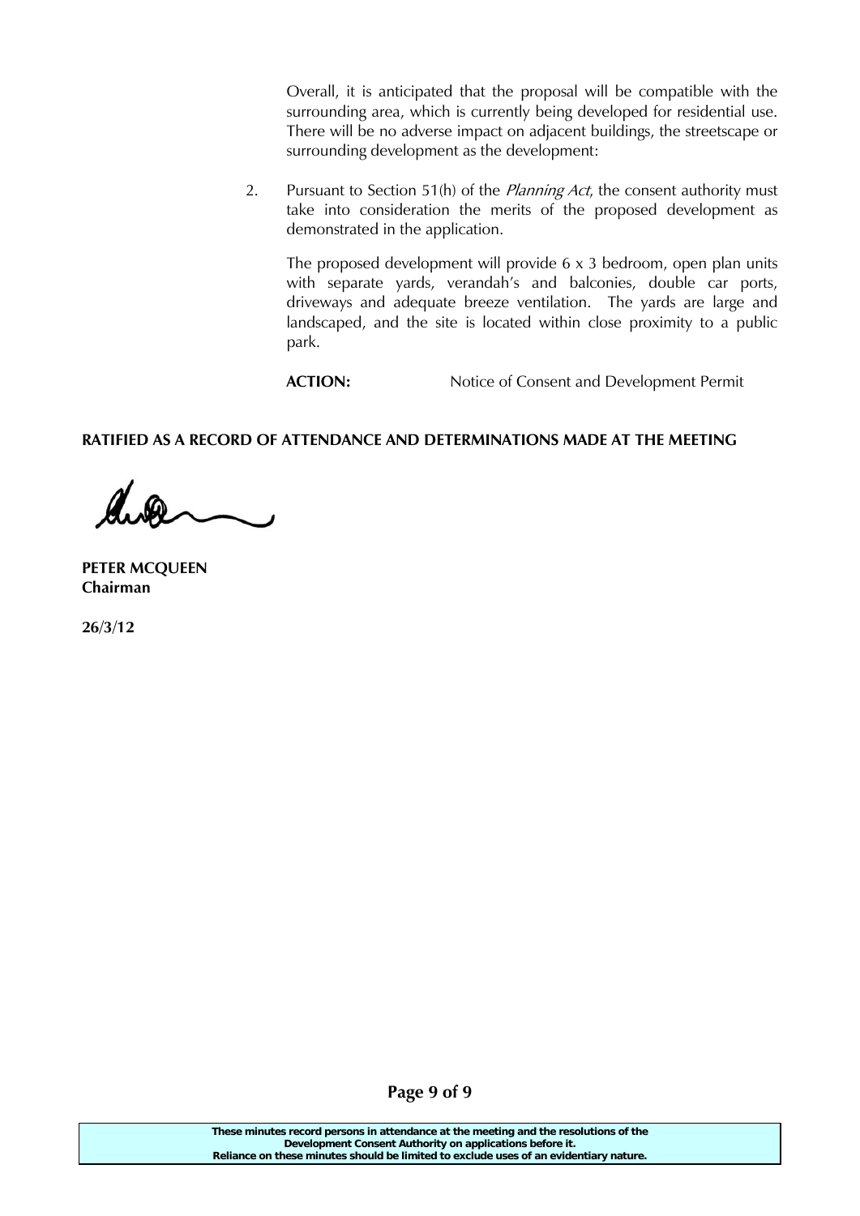Overall, it is anticipated that the proposal will be compatible with the surrounding area, which is currently being developed for residential use. There will be no adverse impact on adjacent buildings, the streetscape or surrounding development as the development:

2. Pursuant to Section 51(h) of the *Planning Act*, the consent authority must take into consideration the merits of the proposed development as demonstrated in the application.

   The proposed development will provide 6 x 3 bedroom, open plan units with separate yards, verandah's and balconies, double car ports, driveways and adequate breeze ventilation. The yards are large and landscaped, and the site is located within close proximity to a public park.

   **ACTION:** Notice of Consent and Development Permit

**RATIFIED AS A RECORD OF ATTENDANCE AND DETERMINATIONS MADE AT THE MEETING**

**PETER MCQUEEN**
**Chairman**

**26/3/12**

These minutes record persons in attendance at the meeting and the resolutions of the Development Consent Authority on applications before it.
Reliance on these minutes should be limited to exclude uses of an evidentiary nature.